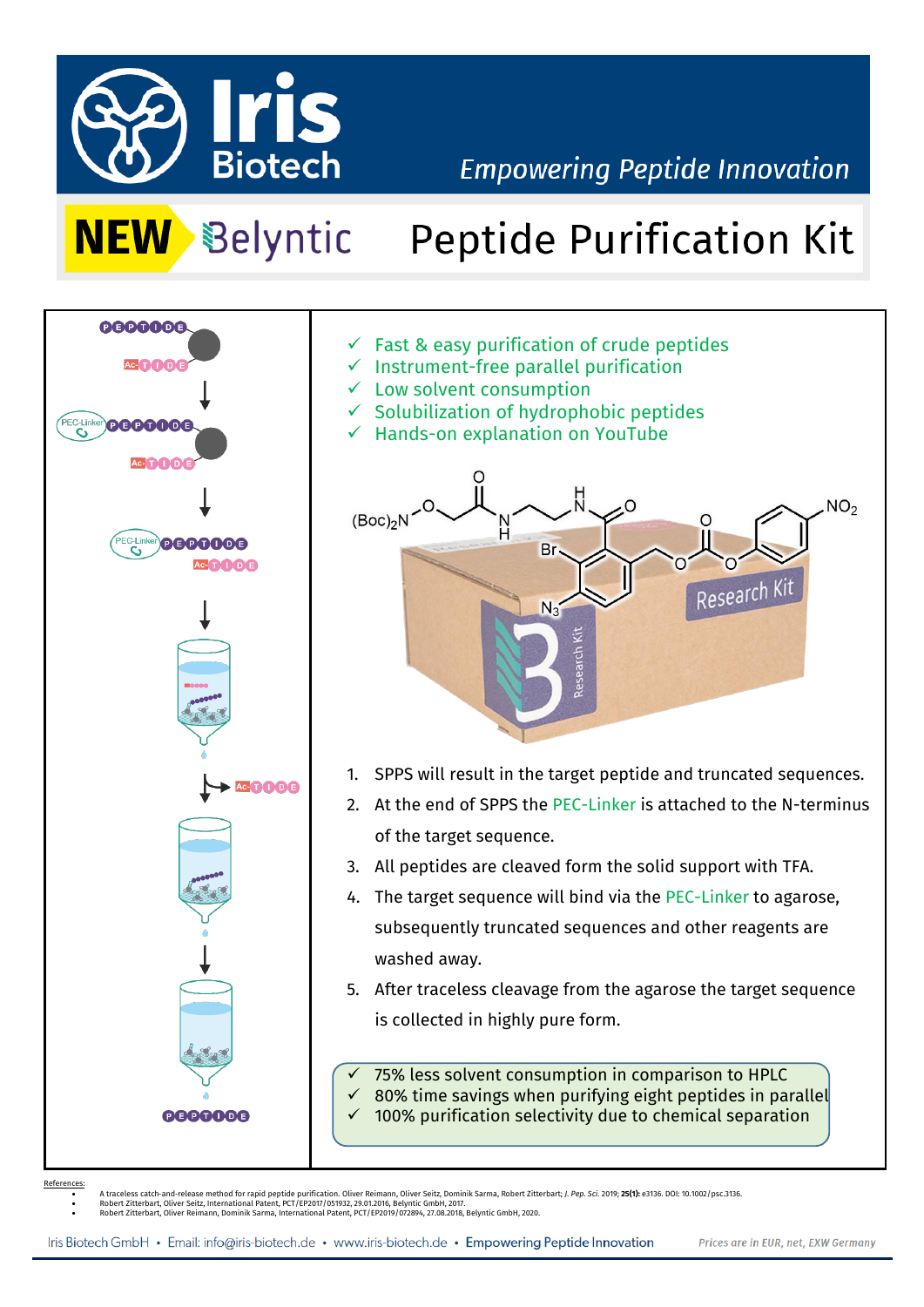# Iris Biotech

*Empowering Peptide Innovation*

## NEW Belyntic Peptide Purification Kit

- ✓ Fast & easy purification of crude peptides
- ✓ Instrument-free parallel purification
- ✓ Low solvent consumption
- ✓ Solubilization of hydrophobic peptides
- ✓ Hands-on explanation on YouTube

1. SPPS will result in the target peptide and truncated sequences.
2. At the end of SPPS the PEC-Linker is attached to the N-terminus of the target sequence.
3. All peptides are cleaved form the solid support with TFA.
4. The target sequence will bind via the PEC-Linker to agarose, subsequently truncated sequences and other reagents are washed away.
5. After traceless cleavage from the agarose the target sequence is collected in highly pure form.

- ✓ 75% less solvent consumption in comparison to HPLC
- ✓ 80% time savings when purifying eight peptides in parallel
- ✓ 100% purification selectivity due to chemical separation

References:

- A traceless catch-and-release method for rapid peptide purification. Oliver Reimann, Oliver Seitz, Dominik Sarma, Robert Zitterbart; *J. Pep. Sci.* 2019; **25(1)**: e3136. DOI: 10.1002/psc.3136.
- Robert Zitterbart, Oliver Seitz, International Patent, PCT/EP2017/051932, 29.01.2016, Belyntic GmbH, 2017.
- Robert Zitterbart, Oliver Reimann, Dominik Sarma, International Patent, PCT/EP2019/072894, 27.08.2018, Belyntic GmbH, 2020.

Iris Biotech GmbH • Email: info@iris-biotech.de • www.iris-biotech.de • Empowering Peptide Innovation

*Prices are in EUR, net, EXW Germany*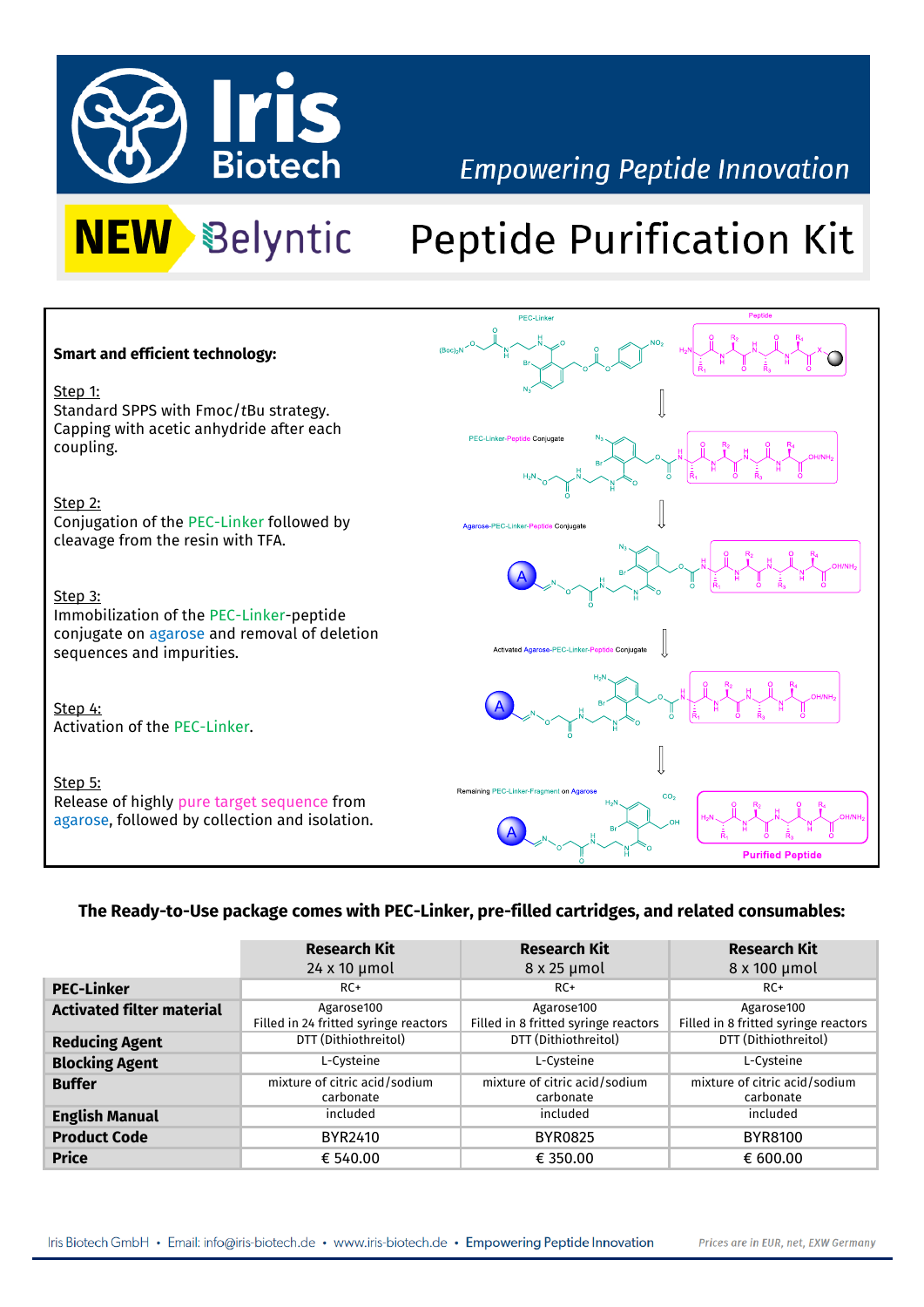# Iris Biotech

*Empowering Peptide Innovation*

## NEW Belyntic Peptide Purification Kit

**Smart and efficient technology:**

Step 1:
Standard SPPS with Fmoc/*t*Bu strategy. Capping with acetic anhydride after each coupling.

Step 2:
Conjugation of the PEC-Linker followed by cleavage from the resin with TFA.

Step 3:
Immobilization of the PEC-Linker-peptide conjugate on agarose and removal of deletion sequences and impurities.

Step 4:
Activation of the PEC-Linker.

Step 5:
Release of highly pure target sequence from agarose, followed by collection and isolation.

PEC-Linker

Peptide

PEC-Linker-Peptide Conjugate

Agarose-PEC-Linker-Peptide Conjugate

Activated Agarose-PEC-Linker-Peptide Conjugate

Remaining PEC-Linker-Fragment on Agarose

Purified Peptide

**The Ready-to-Use package comes with PEC-Linker, pre-filled cartridges, and related consumables:**

| | Research Kit 24 x 10 µmol | Research Kit 8 x 25 µmol | Research Kit 8 x 100 µmol |
|---|---|---|---|
| **PEC-Linker** | RC+ | RC+ | RC+ |
| **Activated filter material** | Agarose100 Filled in 24 fritted syringe reactors | Agarose100 Filled in 8 fritted syringe reactors | Agarose100 Filled in 8 fritted syringe reactors |
| **Reducing Agent** | DTT (Dithiothreitol) | DTT (Dithiothreitol) | DTT (Dithiothreitol) |
| **Blocking Agent** | L-Cysteine | L-Cysteine | L-Cysteine |
| **Buffer** | mixture of citric acid/sodium carbonate | mixture of citric acid/sodium carbonate | mixture of citric acid/sodium carbonate |
| **English Manual** | included | included | included |
| **Product Code** | BYR2410 | BYR0825 | BYR8100 |
| **Price** | € 540.00 | € 350.00 | € 600.00 |

Iris Biotech GmbH • Email: info@iris-biotech.de • www.iris-biotech.de • Empowering Peptide Innovation

*Prices are in EUR, net, EXW Germany*